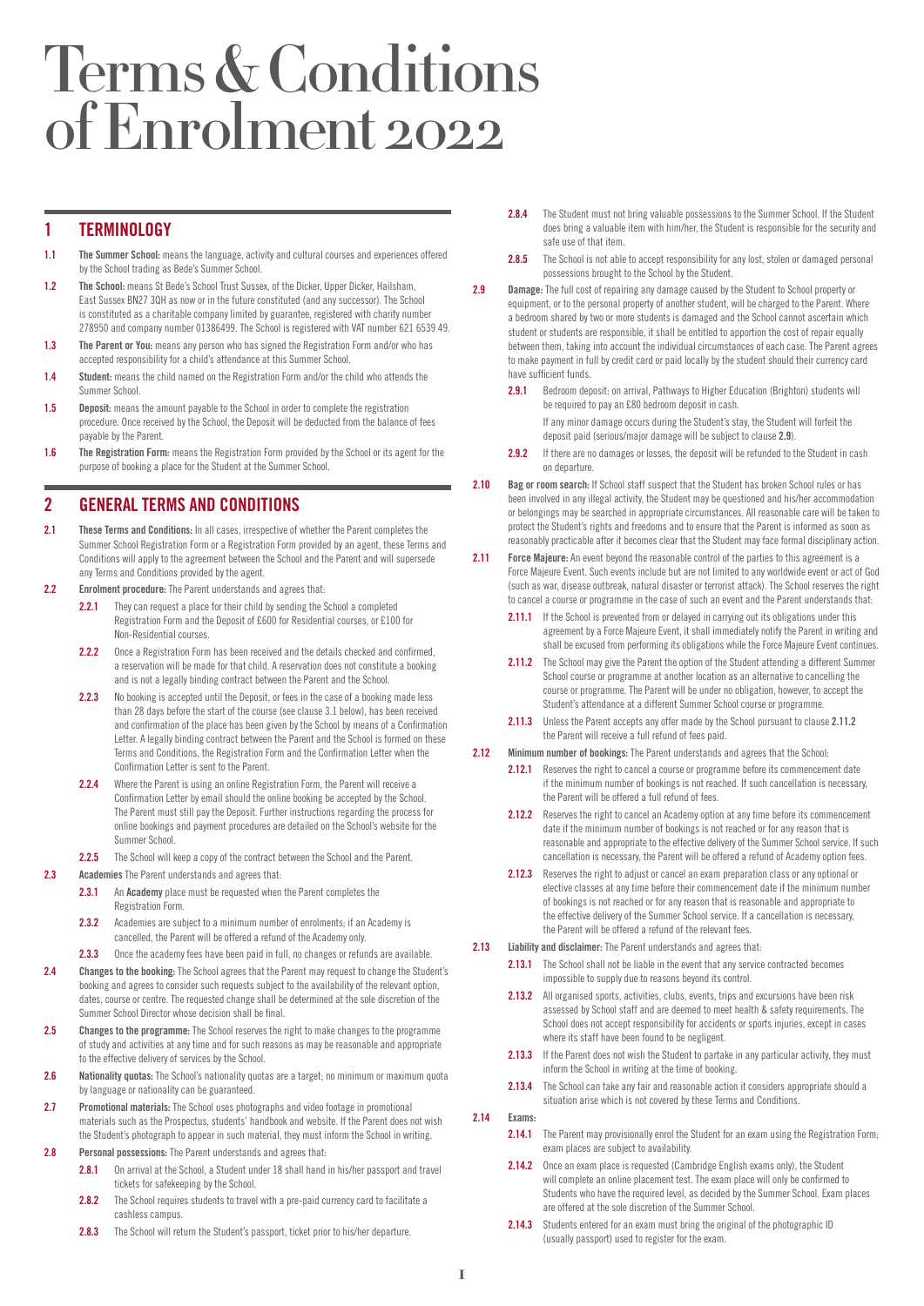# Terms & Conditions of Enrolment 2022

## 1 TERMINOLOGY

**1.1** **The Summer School:** means the language, activity and cultural courses and experiences offered by the School trading as Bede's Summer School.

**1.2** **The School:** means St Bede's School Trust Sussex, of the Dicker, Upper Dicker, Hailsham, East Sussex BN27 3QH as now or in the future constituted (and any successor). The School is constituted as a charitable company limited by guarantee, registered with charity number 278950 and company number 01386499. The School is registered with VAT number 621 6539 49.

**1.3** **The Parent or You:** means any person who has signed the Registration Form and/or who has accepted responsibility for a child's attendance at this Summer School.

**1.4** **Student:** means the child named on the Registration Form and/or the child who attends the Summer School.

**1.5** **Deposit:** means the amount payable to the School in order to complete the registration procedure. Once received by the School, the Deposit will be deducted from the balance of fees payable by the Parent.

**1.6** **The Registration Form:** means the Registration Form provided by the School or its agent for the purpose of booking a place for the Student at the Summer School.

## 2 GENERAL TERMS AND CONDITIONS

**2.1** **These Terms and Conditions:** In all cases, irrespective of whether the Parent completes the Summer School Registration Form or a Registration Form provided by an agent, these Terms and Conditions will apply to the agreement between the School and the Parent and will supersede any Terms and Conditions provided by the agent.

**2.2** **Enrolment procedure:** The Parent understands and agrees that:

**2.2.1** They can request a place for their child by sending the School a completed Registration Form and the Deposit of £600 for Residential courses, or £100 for Non-Residential courses.

**2.2.2** Once a Registration Form has been received and the details checked and confirmed, a reservation will be made for that child. A reservation does not constitute a booking and is not a legally binding contract between the Parent and the School.

**2.2.3** No booking is accepted until the Deposit, or fees in the case of a booking made less than 28 days before the start of the course (see clause 3.1 below), has been received and confirmation of the place has been given by the School by means of a Confirmation Letter. A legally binding contract between the Parent and the School is formed on these Terms and Conditions, the Registration Form and the Confirmation Letter when the Confirmation Letter is sent to the Parent.

**2.2.4** Where the Parent is using an online Registration Form, the Parent will receive a Confirmation Letter by email should the online booking be accepted by the School. The Parent must still pay the Deposit. Further instructions regarding the process for online bookings and payment procedures are detailed on the School's website for the Summer School.

**2.2.5** The School will keep a copy of the contract between the School and the Parent.

**2.3** **Academies** The Parent understands and agrees that:

**2.3.1** An **Academy** place must be requested when the Parent completes the Registration Form.

**2.3.2** Academies are subject to a minimum number of enrolments; if an Academy is cancelled, the Parent will be offered a refund of the Academy only.

**2.3.3** Once the academy fees have been paid in full, no changes or refunds are available.

**2.4** **Changes to the booking:** The School agrees that the Parent may request to change the Student's booking and agrees to consider such requests subject to the availability of the relevant option, dates, course or centre. The requested change shall be determined at the sole discretion of the Summer School Director whose decision shall be final.

**2.5** **Changes to the programme:** The School reserves the right to make changes to the programme of study and activities at any time and for such reasons as may be reasonable and appropriate to the effective delivery of services by the School.

**2.6** **Nationality quotas:** The School's nationality quotas are a target; no minimum or maximum quota by language or nationality can be guaranteed.

**2.7** **Promotional materials:** The School uses photographs and video footage in promotional materials such as the Prospectus, students' handbook and website. If the Parent does not wish the Student's photograph to appear in such material, they must inform the School in writing.

**2.8** **Personal possessions:** The Parent understands and agrees that:

**2.8.1** On arrival at the School, a Student under 18 shall hand in his/her passport and travel tickets for safekeeping by the School.

**2.8.2** The School requires students to travel with a pre-paid currency card to facilitate a cashless campus.

**2.8.3** The School will return the Student's passport, ticket prior to his/her departure.

**2.8.4** The Student must not bring valuable possessions to the Summer School. If the Student does bring a valuable item with him/her, the Student is responsible for the security and safe use of that item.

**2.8.5** The School is not able to accept responsibility for any lost, stolen or damaged personal possessions brought to the School by the Student.

**2.9** **Damage:** The full cost of repairing any damage caused by the Student to School property or equipment, or to the personal property of another student, will be charged to the Parent. Where a bedroom shared by two or more students is damaged and the School cannot ascertain which student or students are responsible, it shall be entitled to apportion the cost of repair equally between them, taking into account the individual circumstances of each case. The Parent agrees to make payment in full by credit card or paid locally by the student should their currency card have sufficient funds.

**2.9.1** Bedroom deposit: on arrival, Pathways to Higher Education (Brighton) students will be required to pay an £80 bedroom deposit in cash.

If any minor damage occurs during the Student's stay, the Student will forfeit the deposit paid (serious/major damage will be subject to clause **2.9**).

**2.9.2** If there are no damages or losses, the deposit will be refunded to the Student in cash on departure.

**2.10** **Bag or room search:** If School staff suspect that the Student has broken School rules or has been involved in any illegal activity, the Student may be questioned and his/her accommodation or belongings may be searched in appropriate circumstances. All reasonable care will be taken to protect the Student's rights and freedoms and to ensure that the Parent is informed as soon as reasonably practicable after it becomes clear that the Student may face formal disciplinary action.

**2.11** **Force Majeure:** An event beyond the reasonable control of the parties to this agreement is a Force Majeure Event. Such events include but are not limited to any worldwide event or act of God (such as war, disease outbreak, natural disaster or terrorist attack). The School reserves the right to cancel a course or programme in the case of such an event and the Parent understands that:

**2.11.1** If the School is prevented from or delayed in carrying out its obligations under this agreement by a Force Majeure Event, it shall immediately notify the Parent in writing and shall be excused from performing its obligations while the Force Majeure Event continues.

**2.11.2** The School may give the Parent the option of the Student attending a different Summer School course or programme at another location as an alternative to cancelling the course or programme. The Parent will be under no obligation, however, to accept the Student's attendance at a different Summer School course or programme.

**2.11.3** Unless the Parent accepts any offer made by the School pursuant to clause **2.11.2** the Parent will receive a full refund of fees paid.

**2.12** **Minimum number of bookings:** The Parent understands and agrees that the School:

**2.12.1** Reserves the right to cancel a course or programme before its commencement date if the minimum number of bookings is not reached. If such cancellation is necessary, the Parent will be offered a full refund of fees.

**2.12.2** Reserves the right to cancel an Academy option at any time before its commencement date if the minimum number of bookings is not reached or for any reason that is reasonable and appropriate to the effective delivery of the Summer School service. If such cancellation is necessary, the Parent will be offered a refund of Academy option fees.

**2.12.3** Reserves the right to adjust or cancel an exam preparation class or any optional or elective classes at any time before their commencement date if the minimum number of bookings is not reached or for any reason that is reasonable and appropriate to the effective delivery of the Summer School service. If a cancellation is necessary, the Parent will be offered a refund of the relevant fees.

**2.13** **Liability and disclaimer:** The Parent understands and agrees that:

**2.13.1** The School shall not be liable in the event that any service contracted becomes impossible to supply due to reasons beyond its control.

**2.13.2** All organised sports, activities, clubs, events, trips and excursions have been risk assessed by School staff and are deemed to meet health & safety requirements. The School does not accept responsibility for accidents or sports injuries, except in cases where its staff have been found to be negligent.

**2.13.3** If the Parent does not wish the Student to partake in any particular activity, they must inform the School in writing at the time of booking.

**2.13.4** The School can take any fair and reasonable action it considers appropriate should a situation arise which is not covered by these Terms and Conditions.

**2.14** **Exams:**

**2.14.1** The Parent may provisionally enrol the Student for an exam using the Registration Form; exam places are subject to availability.

**2.14.2** Once an exam place is requested (Cambridge English exams only), the Student will complete an online placement test. The exam place will only be confirmed to Students who have the required level, as decided by the Summer School. Exam places are offered at the sole discretion of the Summer School.

**2.14.3** Students entered for an exam must bring the original of the photographic ID (usually passport) used to register for the exam.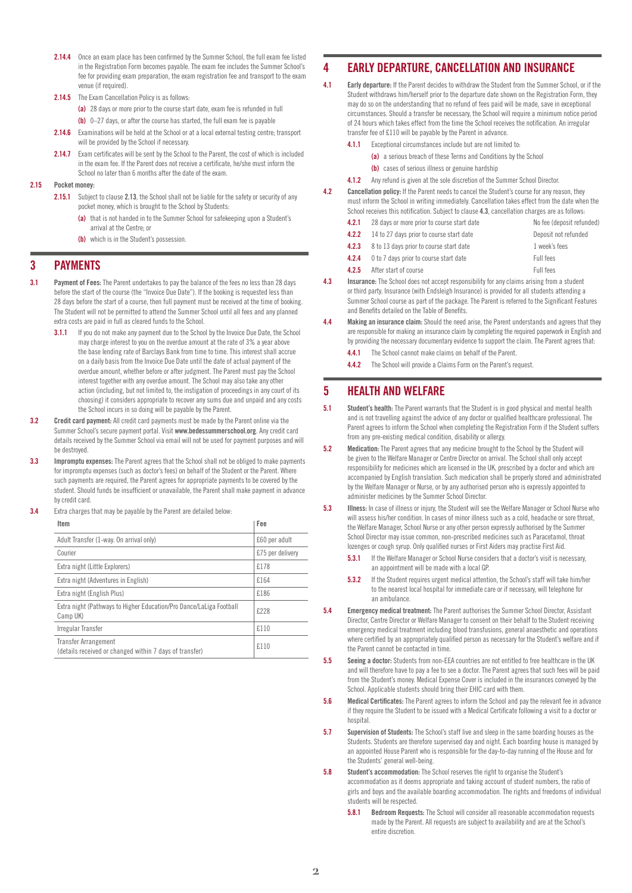**2.14.4** Once an exam place has been confirmed by the Summer School, the full exam fee listed in the Registration Form becomes payable. The exam fee includes the Summer School's fee for providing exam preparation, the exam registration fee and transport to the exam venue (if required).

**2.14.5** The Exam Cancellation Policy is as follows:

**(a)** 28 days or more prior to the course start date, exam fee is refunded in full

**(b)** 0–27 days, or after the course has started, the full exam fee is payable

**2.14.6** Examinations will be held at the School or at a local external testing centre; transport will be provided by the School if necessary.

**2.14.7** Exam certificates will be sent by the School to the Parent, the cost of which is included in the exam fee. If the Parent does not receive a certificate, he/she must inform the School no later than 6 months after the date of the exam.

**2.15 Pocket money:**

**2.15.1** Subject to clause **2.13**, the School shall not be liable for the safety or security of any pocket money, which is brought to the School by Students:

**(a)** that is not handed in to the Summer School for safekeeping upon a Student's arrival at the Centre; or

**(b)** which is in the Student's possession.

## 3 PAYMENTS

**3.1 Payment of Fees:** The Parent undertakes to pay the balance of the fees no less than 28 days before the start of the course (the "Invoice Due Date"). If the booking is requested less than 28 days before the start of a course, then full payment must be received at the time of booking. The Student will not be permitted to attend the Summer School until all fees and any planned extra costs are paid in full as cleared funds to the School.

**3.1.1** If you do not make any payment due to the School by the Invoice Due Date, the School may charge interest to you on the overdue amount at the rate of 3% a year above the base lending rate of Barclays Bank from time to time. This interest shall accrue on a daily basis from the Invoice Due Date until the date of actual payment of the overdue amount, whether before or after judgment. The Parent must pay the School interest together with any overdue amount. The School may also take any other action (including, but not limited to, the instigation of proceedings in any court of its choosing) it considers appropriate to recover any sums due and unpaid and any costs the School incurs in so doing will be payable by the Parent.

**3.2 Credit card payment:** All credit card payments must be made by the Parent online via the Summer School's secure payment portal. Visit **www.bedessummerschool.org**. Any credit card details received by the Summer School via email will not be used for payment purposes and will be destroyed.

**3.3 Impromptu expenses:** The Parent agrees that the School shall not be obliged to make payments for impromptu expenses (such as doctor's fees) on behalf of the Student or the Parent. Where such payments are required, the Parent agrees for appropriate payments to be covered by the student. Should funds be insufficient or unavailable, the Parent shall make payment in advance by credit card.

**3.4** Extra charges that may be payable by the Parent are detailed below:

| Item | Fee |
|---|---|
| Adult Transfer (1-way. On arrival only) | £60 per adult |
| Courier | £75 per delivery |
| Extra night (Little Explorers) | £178 |
| Extra night (Adventures in English) | £164 |
| Extra night (English Plus) | £186 |
| Extra night (Pathways to Higher Education/Pro Dance/LaLiga Football Camp UK) | £228 |
| Irregular Transfer | £110 |
| Transfer Arrangement (details received or changed within 7 days of transfer) | £110 |

## 4 EARLY DEPARTURE, CANCELLATION AND INSURANCE

**4.1 Early departure:** If the Parent decides to withdraw the Student from the Summer School, or if the Student withdraws him/herself prior to the departure date shown on the Registration Form, they may do so on the understanding that no refund of fees paid will be made, save in exceptional circumstances. Should a transfer be necessary, the School will require a minimum notice period of 24 hours which takes effect from the time the School receives the notification. An irregular transfer fee of £110 will be payable by the Parent in advance.

**4.1.1** Exceptional circumstances include but are not limited to:

**(a)** a serious breach of these Terms and Conditions by the School

**(b)** cases of serious illness or genuine hardship

**4.1.2** Any refund is given at the sole discretion of the Summer School Director.

**4.2 Cancellation policy:** If the Parent needs to cancel the Student's course for any reason, they must inform the School in writing immediately. Cancellation takes effect from the date when the School receives this notification. Subject to clause **4.3**, cancellation charges are as follows:

| | | |
|---|---|---|
| **4.2.1** | 28 days or more prior to course start date | No fee (deposit refunded) |
| **4.2.2** | 14 to 27 days prior to course start date | Deposit not refunded |
| **4.2.3** | 8 to 13 days prior to course start date | 1 week's fees |
| **4.2.4** | 0 to 7 days prior to course start date | Full fees |
| **4.2.5** | After start of course | Full fees |

**4.3 Insurance:** The School does not accept responsibility for any claims arising from a student or third party. Insurance (with Endsleigh Insurance) is provided for all students attending a Summer School course as part of the package. The Parent is referred to the Significant Features and Benefits detailed on the Table of Benefits.

**4.4 Making an insurance claim:** Should the need arise, the Parent understands and agrees that they are responsible for making an insurance claim by completing the required paperwork in English and by providing the necessary documentary evidence to support the claim. The Parent agrees that:

**4.4.1** The School cannot make claims on behalf of the Parent.

**4.4.2** The School will provide a Claims Form on the Parent's request.

## 5 HEALTH AND WELFARE

**5.1 Student's health:** The Parent warrants that the Student is in good physical and mental health and is not travelling against the advice of any doctor or qualified healthcare professional. The Parent agrees to inform the School when completing the Registration Form if the Student suffers from any pre-existing medical condition, disability or allergy.

**5.2 Medication:** The Parent agrees that any medicine brought to the School by the Student will be given to the Welfare Manager or Centre Director on arrival. The School shall only accept responsibility for medicines which are licensed in the UK, prescribed by a doctor and which are accompanied by English translation. Such medication shall be properly stored and administrated by the Welfare Manager or Nurse, or by any authorised person who is expressly appointed to administer medicines by the Summer School Director.

**5.3 Illness:** In case of illness or injury, the Student will see the Welfare Manager or School Nurse who will assess his/her condition. In cases of minor illness such as a cold, headache or sore throat, the Welfare Manager, School Nurse or any other person expressly authorised by the Summer School Director may issue common, non-prescribed medicines such as Paracetamol, throat lozenges or cough syrup. Only qualified nurses or First Aiders may practise First Aid.

**5.3.1** If the Welfare Manager or School Nurse considers that a doctor's visit is necessary, an appointment will be made with a local GP.

**5.3.2** If the Student requires urgent medical attention, the School's staff will take him/her to the nearest local hospital for immediate care or if necessary, will telephone for an ambulance.

**5.4 Emergency medical treatment:** The Parent authorises the Summer School Director, Assistant Director, Centre Director or Welfare Manager to consent on their behalf to the Student receiving emergency medical treatment including blood transfusions, general anaesthetic and operations where certified by an appropriately qualified person as necessary for the Student's welfare and if the Parent cannot be contacted in time.

**5.5 Seeing a doctor:** Students from non-EEA countries are not entitled to free healthcare in the UK and will therefore have to pay a fee to see a doctor. The Parent agrees that such fees will be paid from the Student's money. Medical Expense Cover is included in the insurances conveyed by the School. Applicable students should bring their EHIC card with them.

**5.6 Medical Certificates:** The Parent agrees to inform the School and pay the relevant fee in advance if they require the Student to be issued with a Medical Certificate following a visit to a doctor or hospital.

**5.7 Supervision of Students:** The School's staff live and sleep in the same boarding houses as the Students. Students are therefore supervised day and night. Each boarding house is managed by an appointed House Parent who is responsible for the day-to-day running of the House and for the Students' general well-being.

**5.8 Student's accommodation:** The School reserves the right to organise the Student's accommodation as it deems appropriate and taking account of student numbers, the ratio of girls and boys and the available boarding accommodation. The rights and freedoms of individual students will be respected.

**5.8.1 Bedroom Requests:** The School will consider all reasonable accommodation requests made by the Parent. All requests are subject to availability and are at the School's entire discretion.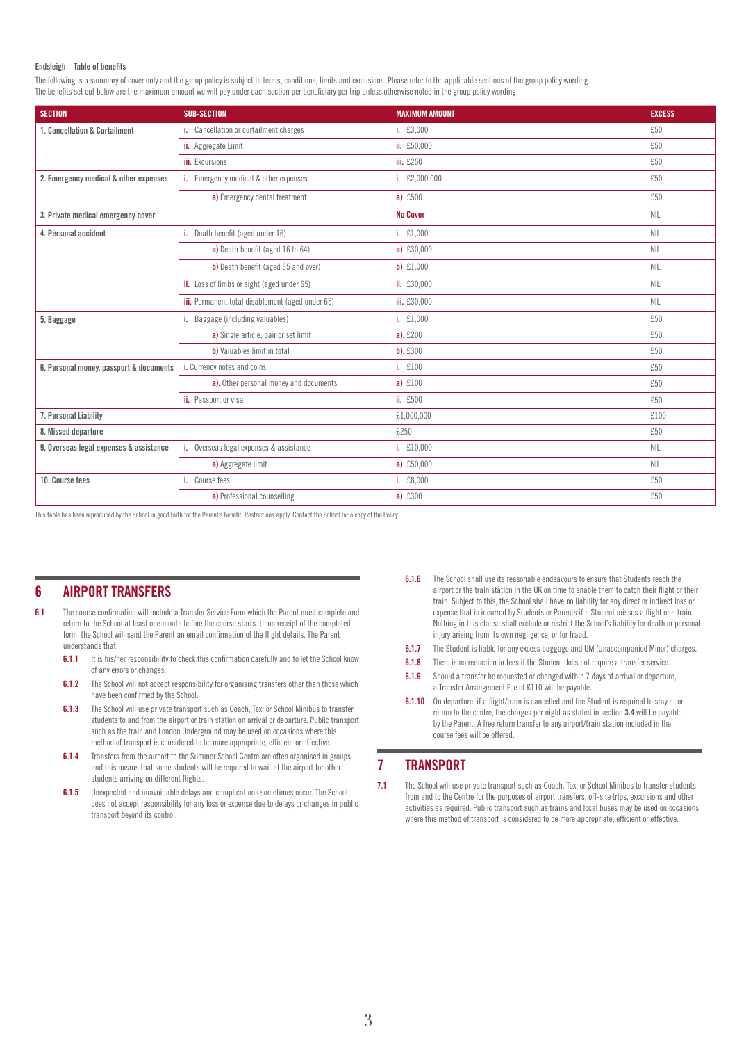**Endsleigh – Table of benefits**

The following is a summary of cover only and the group policy is subject to terms, conditions, limits and exclusions. Please refer to the applicable sections of the group policy wording.
The benefits set out below are the maximum amount we will pay under each section per beneficiary per trip unless otherwise noted in the group policy wording.

| SECTION | SUB-SECTION | MAXIMUM AMOUNT | EXCESS |
|---|---|---|---|
| 1. Cancellation & Curtailment | i. Cancellation or curtailment charges | i. £3,000 | £50 |
| | ii. Aggregate Limit | ii. £50,000 | £50 |
| | iii. Excursions | iii. £250 | £50 |
| 2. Emergency medical & other expenses | i. Emergency medical & other expenses | i. £2,000,000 | £50 |
| | a) Emergency dental treatment | a) £500 | £50 |
| 3. Private medical emergency cover | | No Cover | NIL |
| 4. Personal accident | i. Death benefit (aged under 16) | i. £1,000 | NIL |
| | a) Death benefit (aged 16 to 64) | a) £30,000 | NIL |
| | b) Death benefit (aged 65 and over) | b) £1,000 | NIL |
| | ii. Loss of limbs or sight (aged under 65) | ii. £30,000 | NIL |
| | iii. Permanent total disablement (aged under 65) | iii. £30,000 | NIL |
| 5. Baggage | i. Baggage (including valuables) | i. £1,000 | £50 |
| | a) Single article, pair or set limit | a). £200 | £50 |
| | b) Valuables limit in total | b). £300 | £50 |
| 6. Personal money, passport & documents | i. Currency notes and coins | i. £100 | £50 |
| | a). Other personal money and documents | a) £100 | £50 |
| | ii. Passport or visa | ii. £500 | £50 |
| 7. Personal Liability | | £1,000,000 | £100 |
| 8. Missed departure | | £250 | £50 |
| 9. Overseas legal expenses & assistance | i. Overseas legal expenses & assistance | i. £10,000 | NIL |
| | a) Aggregate limit | a) £50,000 | NIL |
| 10. Course fees | i. Course fees | i. £8,000 | £50 |
| | a) Professional counselling | a) £300 | £50 |

This table has been reproduced by the School in good faith for the Parent's benefit. Restrictions apply. Contact the School for a copy of the Policy.

## 6 AIRPORT TRANSFERS

**6.1** The course confirmation will include a Transfer Service Form which the Parent must complete and return to the School at least one month before the course starts. Upon receipt of the completed form, the School will send the Parent an email confirmation of the flight details. The Parent understands that:

**6.1.1** It is his/her responsibility to check this confirmation carefully and to let the School know of any errors or changes.

**6.1.2** The School will not accept responsibility for organising transfers other than those which have been confirmed by the School.

**6.1.3** The School will use private transport such as Coach, Taxi or School Minibus to transfer students to and from the airport or train station on arrival or departure. Public transport such as the train and London Underground may be used on occasions where this method of transport is considered to be more appropriate, efficient or effective.

**6.1.4** Transfers from the airport to the Summer School Centre are often organised in groups and this means that some students will be required to wait at the airport for other students arriving on different flights.

**6.1.5** Unexpected and unavoidable delays and complications sometimes occur. The School does not accept responsibility for any loss or expense due to delays or changes in public transport beyond its control.

**6.1.6** The School shall use its reasonable endeavours to ensure that Students reach the airport or the train station in the UK on time to enable them to catch their flight or their train. Subject to this, the School shall have no liability for any direct or indirect loss or expense that is incurred by Students or Parents if a Student misses a flight or a train. Nothing in this clause shall exclude or restrict the School's liability for death or personal injury arising from its own negligence, or for fraud.

**6.1.7** The Student is liable for any excess baggage and UM (Unaccompanied Minor) charges.

**6.1.8** There is no reduction in fees if the Student does not require a transfer service.

**6.1.9** Should a transfer be requested or changed within 7 days of arrival or departure, a Transfer Arrangement Fee of £110 will be payable.

**6.1.10** On departure, if a flight/train is cancelled and the Student is required to stay at or return to the centre, the charges per night as stated in section **3.4** will be payable by the Parent. A free return transfer to any airport/train station included in the course fees will be offered.

## 7 TRANSPORT

**7.1** The School will use private transport such as Coach, Taxi or School Minibus to transfer students from and to the Centre for the purposes of airport transfers, off-site trips, excursions and other activities as required. Public transport such as trains and local buses may be used on occasions where this method of transport is considered to be more appropriate, efficient or effective.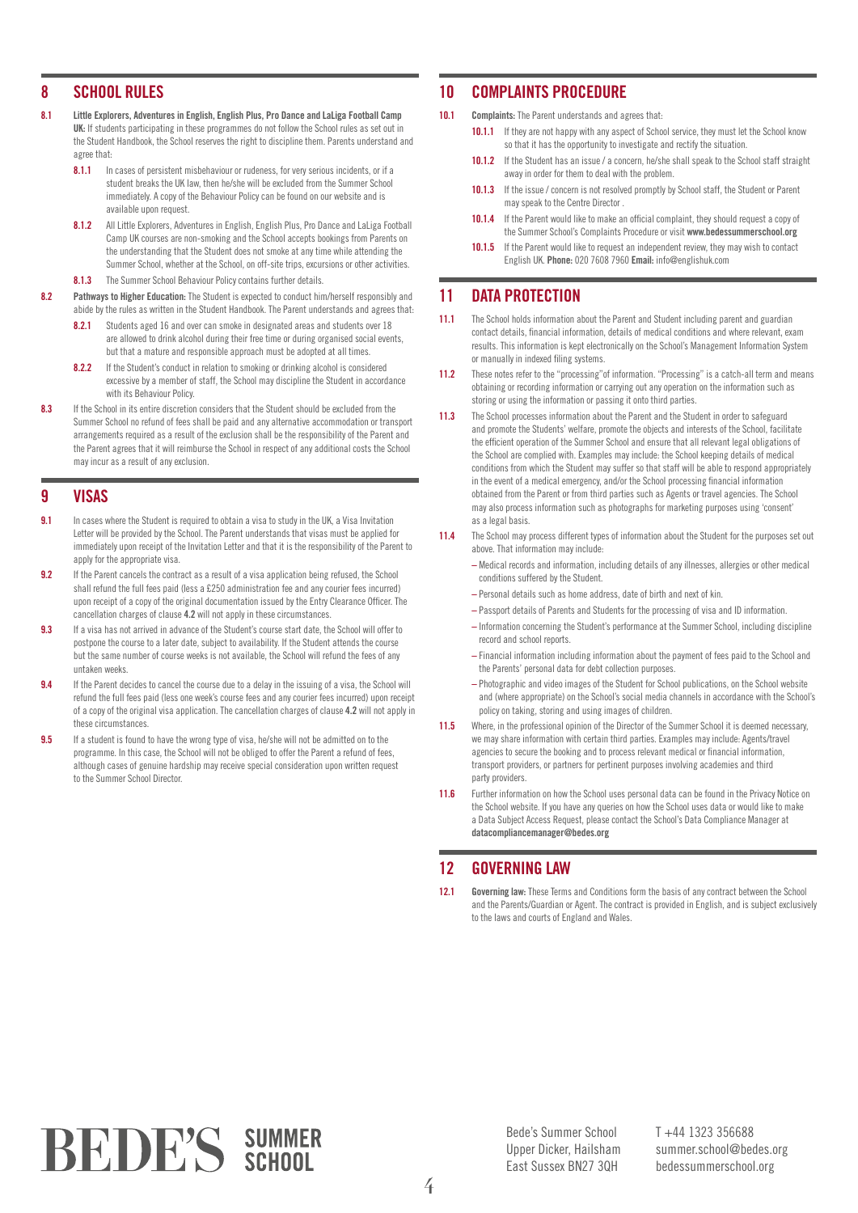## 8 SCHOOL RULES

**8.1** **Little Explorers, Adventures in English, English Plus, Pro Dance and LaLiga Football Camp UK:** If students participating in these programmes do not follow the School rules as set out in the Student Handbook, the School reserves the right to discipline them. Parents understand and agree that:

**8.1.1** In cases of persistent misbehaviour or rudeness, for very serious incidents, or if a student breaks the UK law, then he/she will be excluded from the Summer School immediately. A copy of the Behaviour Policy can be found on our website and is available upon request.

**8.1.2** All Little Explorers, Adventures in English, English Plus, Pro Dance and LaLiga Football Camp UK courses are non-smoking and the School accepts bookings from Parents on the understanding that the Student does not smoke at any time while attending the Summer School, whether at the School, on off-site trips, excursions or other activities.

**8.1.3** The Summer School Behaviour Policy contains further details.

**8.2** **Pathways to Higher Education:** The Student is expected to conduct him/herself responsibly and abide by the rules as written in the Student Handbook. The Parent understands and agrees that:

**8.2.1** Students aged 16 and over can smoke in designated areas and students over 18 are allowed to drink alcohol during their free time or during organised social events, but that a mature and responsible approach must be adopted at all times.

**8.2.2** If the Student's conduct in relation to smoking or drinking alcohol is considered excessive by a member of staff, the School may discipline the Student in accordance with its Behaviour Policy.

**8.3** If the School in its entire discretion considers that the Student should be excluded from the Summer School no refund of fees shall be paid and any alternative accommodation or transport arrangements required as a result of the exclusion shall be the responsibility of the Parent and the Parent agrees that it will reimburse the School in respect of any additional costs the School may incur as a result of any exclusion.

## 9 VISAS

**9.1** In cases where the Student is required to obtain a visa to study in the UK, a Visa Invitation Letter will be provided by the School. The Parent understands that visas must be applied for immediately upon receipt of the Invitation Letter and that it is the responsibility of the Parent to apply for the appropriate visa.

**9.2** If the Parent cancels the contract as a result of a visa application being refused, the School shall refund the full fees paid (less a £250 administration fee and any courier fees incurred) upon receipt of a copy of the original documentation issued by the Entry Clearance Officer. The cancellation charges of clause **4.2** will not apply in these circumstances.

**9.3** If a visa has not arrived in advance of the Student's course start date, the School will offer to postpone the course to a later date, subject to availability. If the Student attends the course but the same number of course weeks is not available, the School will refund the fees of any untaken weeks.

**9.4** If the Parent decides to cancel the course due to a delay in the issuing of a visa, the School will refund the full fees paid (less one week's course fees and any courier fees incurred) upon receipt of a copy of the original visa application. The cancellation charges of clause **4.2** will not apply in these circumstances.

**9.5** If a student is found to have the wrong type of visa, he/she will not be admitted on to the programme. In this case, the School will not be obliged to offer the Parent a refund of fees, although cases of genuine hardship may receive special consideration upon written request to the Summer School Director.

## 10 COMPLAINTS PROCEDURE

**10.1** **Complaints:** The Parent understands and agrees that:

**10.1.1** If they are not happy with any aspect of School service, they must let the School know so that it has the opportunity to investigate and rectify the situation.

**10.1.2** If the Student has an issue / a concern, he/she shall speak to the School staff straight away in order for them to deal with the problem.

**10.1.3** If the issue / concern is not resolved promptly by School staff, the Student or Parent may speak to the Centre Director .

**10.1.4** If the Parent would like to make an official complaint, they should request a copy of the Summer School's Complaints Procedure or visit **www.bedessummerschool.org**

**10.1.5** If the Parent would like to request an independent review, they may wish to contact English UK. **Phone:** 020 7608 7960 **Email:** info@englishuk.com

## 11 DATA PROTECTION

**11.1** The School holds information about the Parent and Student including parent and guardian contact details, financial information, details of medical conditions and where relevant, exam results. This information is kept electronically on the School's Management Information System or manually in indexed filing systems.

**11.2** These notes refer to the "processing"of information. "Processing" is a catch-all term and means obtaining or recording information or carrying out any operation on the information such as storing or using the information or passing it onto third parties.

**11.3** The School processes information about the Parent and the Student in order to safeguard and promote the Students' welfare, promote the objects and interests of the School, facilitate the efficient operation of the Summer School and ensure that all relevant legal obligations of the School are complied with. Examples may include: the School keeping details of medical conditions from which the Student may suffer so that staff will be able to respond appropriately in the event of a medical emergency, and/or the School processing financial information obtained from the Parent or from third parties such as Agents or travel agencies. The School may also process information such as photographs for marketing purposes using 'consent' as a legal basis.

**11.4** The School may process different types of information about the Student for the purposes set out above. That information may include:

- Medical records and information, including details of any illnesses, allergies or other medical conditions suffered by the Student.
- Personal details such as home address, date of birth and next of kin.
- Passport details of Parents and Students for the processing of visa and ID information.
- Information concerning the Student's performance at the Summer School, including discipline record and school reports.
- Financial information including information about the payment of fees paid to the School and the Parents' personal data for debt collection purposes.
- Photographic and video images of the Student for School publications, on the School website and (where appropriate) on the School's social media channels in accordance with the School's policy on taking, storing and using images of children.

**11.5** Where, in the professional opinion of the Director of the Summer School it is deemed necessary, we may share information with certain third parties. Examples may include: Agents/travel agencies to secure the booking and to process relevant medical or financial information, transport providers, or partners for pertinent purposes involving academies and third party providers.

**11.6** Further information on how the School uses personal data can be found in the Privacy Notice on the School website. If you have any queries on how the School uses data or would like to make a Data Subject Access Request, please contact the School's Data Compliance Manager at **datacompliancemanager@bedes.org**

## 12 GOVERNING LAW

**12.1** **Governing law:** These Terms and Conditions form the basis of any contract between the School and the Parents/Guardian or Agent. The contract is provided in English, and is subject exclusively to the laws and courts of England and Wales.

BEDE'S SUMMER SCHOOL

Bede's Summer School
Upper Dicker, Hailsham
East Sussex BN27 3QH

T +44 1323 356688
summer.school@bedes.org
bedessummerschool.org